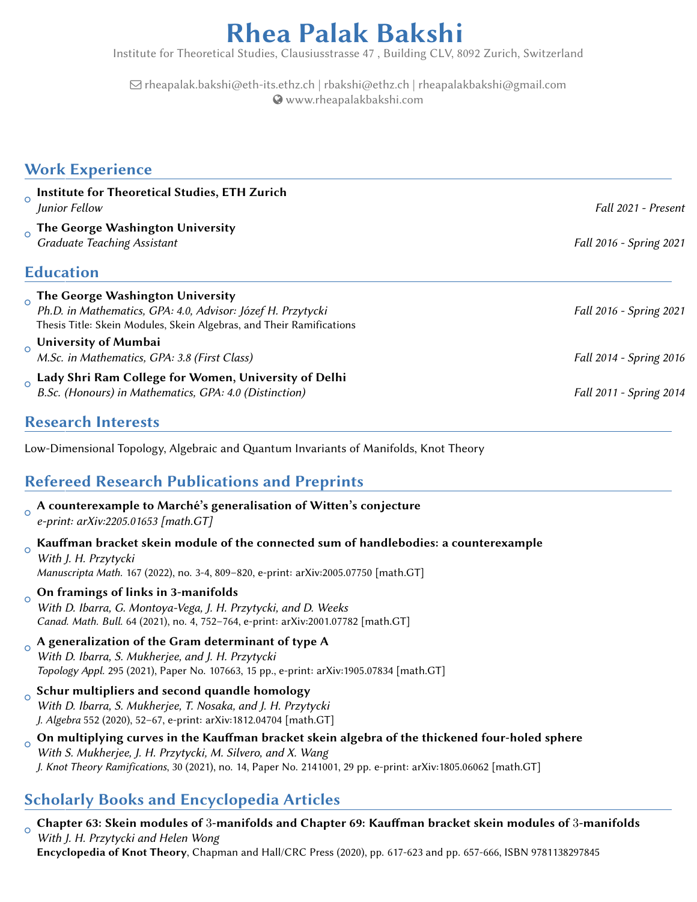# Rhea Palak Bakshi

Institute for Theoretical Studies, Clausiusstrasse 47 , Building CLV, 8092 Zurich, Switzerland

rheapalak.bakshi@eth-its.ethz.ch | rbakshi@ethz.ch | rheapalakbakshi@gmail.com
www.rheapalakbakshi.com

## Work Experience

- **Institute for Theoretical Studies, ETH Zurich**
  *Junior Fellow* — *Fall 2021 - Present*
- **The George Washington University**
  *Graduate Teaching Assistant* — *Fall 2016 - Spring 2021*

## Education

- **The George Washington University**
  *Ph.D. in Mathematics, GPA: 4.0, Advisor: Józef H. Przytycki* — *Fall 2016 - Spring 2021*
  Thesis Title: Skein Modules, Skein Algebras, and Their Ramifications
- **University of Mumbai**
  *M.Sc. in Mathematics, GPA: 3.8 (First Class)* — *Fall 2014 - Spring 2016*
- **Lady Shri Ram College for Women, University of Delhi**
  *B.Sc. (Honours) in Mathematics, GPA: 4.0 (Distinction)* — *Fall 2011 - Spring 2014*

## Research Interests

Low-Dimensional Topology, Algebraic and Quantum Invariants of Manifolds, Knot Theory

## Refereed Research Publications and Preprints

- **A counterexample to Marché's generalisation of Witten's conjecture**
  *e-print: arXiv:2205.01653 [math.GT]*
- **Kauffman bracket skein module of the connected sum of handlebodies: a counterexample**
  *With J. H. Przytycki*
  *Manuscripta Math.* 167 (2022), no. 3-4, 809–820, e-print: arXiv:2005.07750 [math.GT]
- **On framings of links in 3-manifolds**
  *With D. Ibarra, G. Montoya-Vega, J. H. Przytycki, and D. Weeks*
  *Canad. Math. Bull.* 64 (2021), no. 4, 752–764, e-print: arXiv:2001.07782 [math.GT]
- **A generalization of the Gram determinant of type A**
  *With D. Ibarra, S. Mukherjee, and J. H. Przytycki*
  *Topology Appl.* 295 (2021), Paper No. 107663, 15 pp., e-print: arXiv:1905.07834 [math.GT]
- **Schur multipliers and second quandle homology**
  *With D. Ibarra, S. Mukherjee, T. Nosaka, and J. H. Przytycki*
  *J. Algebra* 552 (2020), 52–67, e-print: arXiv:1812.04704 [math.GT]
- **On multiplying curves in the Kauffman bracket skein algebra of the thickened four-holed sphere**
  *With S. Mukherjee, J. H. Przytycki, M. Silvero, and X. Wang*
  *J. Knot Theory Ramifications*, 30 (2021), no. 14, Paper No. 2141001, 29 pp. e-print: arXiv:1805.06062 [math.GT]

## Scholarly Books and Encyclopedia Articles

- **Chapter 63: Skein modules of $3$-manifolds and Chapter 69: Kauffman bracket skein modules of $3$-manifolds**
  *With J. H. Przytycki and Helen Wong*
  **Encyclopedia of Knot Theory**, Chapman and Hall/CRC Press (2020), pp. 617-623 and pp. 657-666, ISBN 9781138297845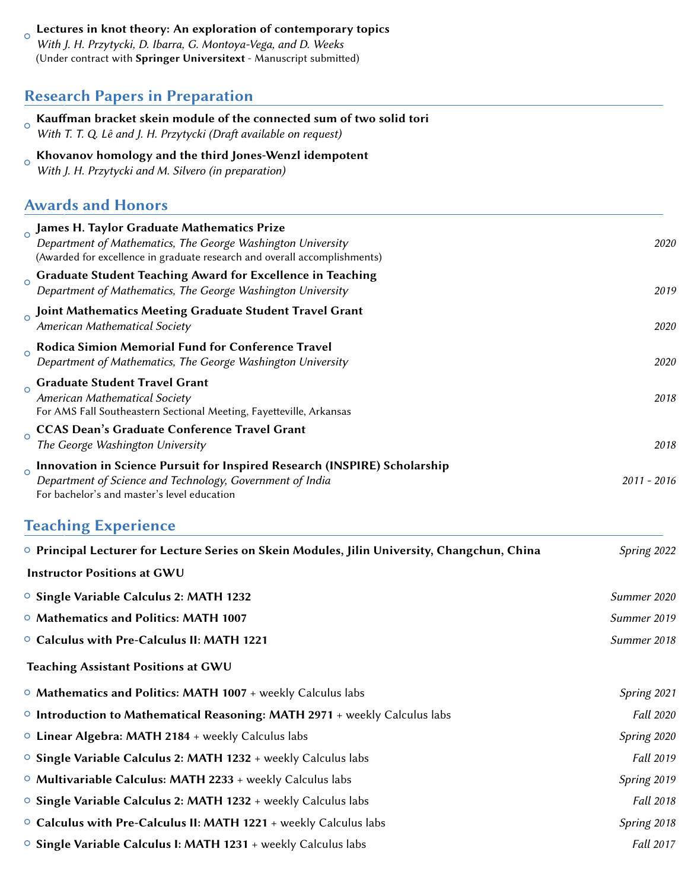- **Lectures in knot theory: An exploration of contemporary topics**
  *With J. H. Przytycki, D. Ibarra, G. Montoya-Vega, and D. Weeks*
  (Under contract with **Springer Universitext** - Manuscript submitted)

## Research Papers in Preparation

- **Kauffman bracket skein module of the connected sum of two solid tori**
  *With T. T. Q. Lê and J. H. Przytycki (Draft available on request)*
- **Khovanov homology and the third Jones-Wenzl idempotent**
  *With J. H. Przytycki and M. Silvero (in preparation)*

## Awards and Honors

- **James H. Taylor Graduate Mathematics Prize**
  *Department of Mathematics, The George Washington University* — *2020*
  (Awarded for excellence in graduate research and overall accomplishments)
- **Graduate Student Teaching Award for Excellence in Teaching**
  *Department of Mathematics, The George Washington University* — *2019*
- **Joint Mathematics Meeting Graduate Student Travel Grant**
  *American Mathematical Society* — *2020*
- **Rodica Simion Memorial Fund for Conference Travel**
  *Department of Mathematics, The George Washington University* — *2020*
- **Graduate Student Travel Grant**
  *American Mathematical Society* — *2018*
  For AMS Fall Southeastern Sectional Meeting, Fayetteville, Arkansas
- **CCAS Dean's Graduate Conference Travel Grant**
  *The George Washington University* — *2018*
- **Innovation in Science Pursuit for Inspired Research (INSPIRE) Scholarship**
  *Department of Science and Technology, Government of India* — *2011 - 2016*
  For bachelor's and master's level education

## Teaching Experience

- **Principal Lecturer for Lecture Series on Skein Modules, Jilin University, Changchun, China** — *Spring 2022*

**Instructor Positions at GWU**

- **Single Variable Calculus 2: MATH 1232** — *Summer 2020*
- **Mathematics and Politics: MATH 1007** — *Summer 2019*
- **Calculus with Pre-Calculus II: MATH 1221** — *Summer 2018*

**Teaching Assistant Positions at GWU**

- **Mathematics and Politics: MATH 1007** + weekly Calculus labs — *Spring 2021*
- **Introduction to Mathematical Reasoning: MATH 2971** + weekly Calculus labs — *Fall 2020*
- **Linear Algebra: MATH 2184** + weekly Calculus labs — *Spring 2020*
- **Single Variable Calculus 2: MATH 1232** + weekly Calculus labs — *Fall 2019*
- **Multivariable Calculus: MATH 2233** + weekly Calculus labs — *Spring 2019*
- **Single Variable Calculus 2: MATH 1232** + weekly Calculus labs — *Fall 2018*
- **Calculus with Pre-Calculus II: MATH 1221** + weekly Calculus labs — *Spring 2018*
- **Single Variable Calculus I: MATH 1231** + weekly Calculus labs — *Fall 2017*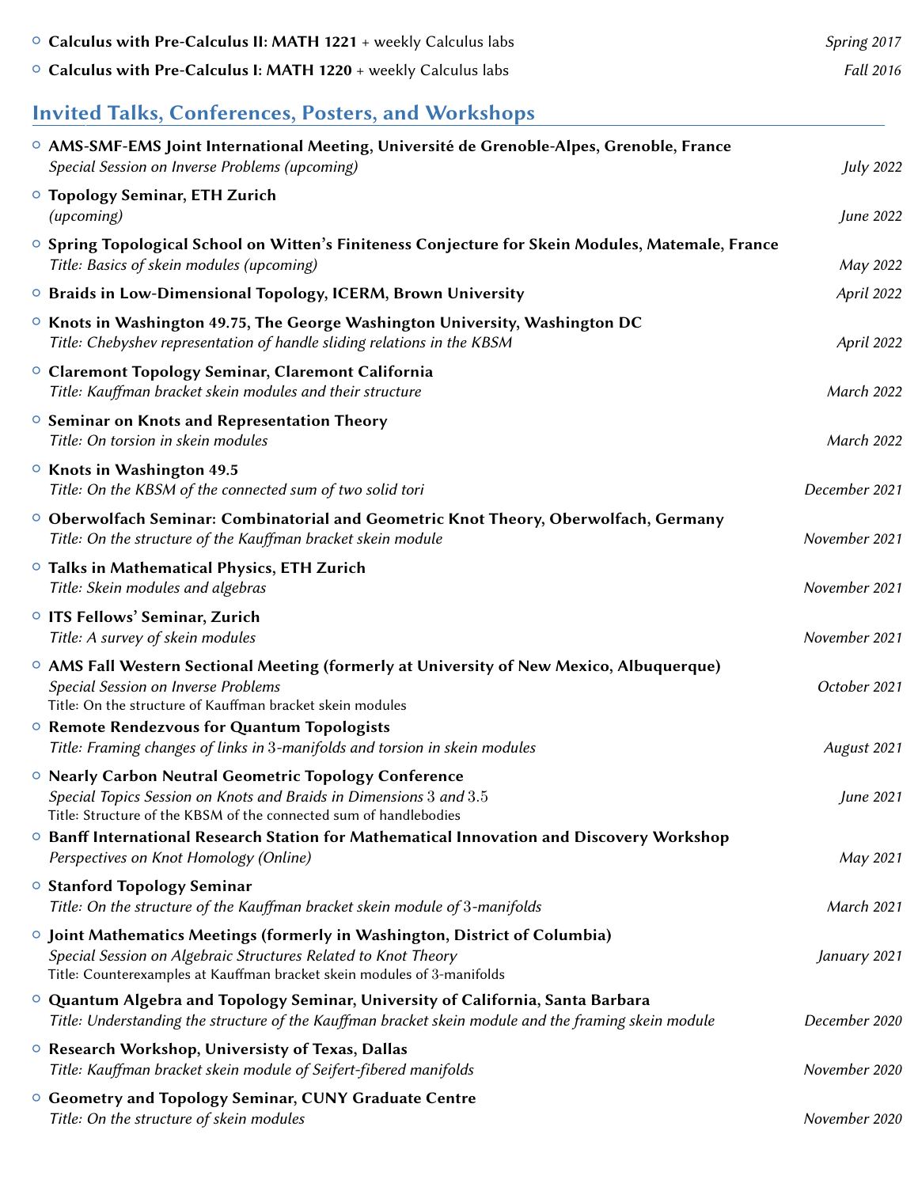- **Calculus with Pre-Calculus II: MATH 1221** + weekly Calculus labs — *Spring 2017*
- **Calculus with Pre-Calculus I: MATH 1220** + weekly Calculus labs — *Fall 2016*

## Invited Talks, Conferences, Posters, and Workshops

- **AMS-SMF-EMS Joint International Meeting, Université de Grenoble-Alpes, Grenoble, France**
  *Special Session on Inverse Problems (upcoming)* — *July 2022*
- **Topology Seminar, ETH Zurich**
  *(upcoming)* — *June 2022*
- **Spring Topological School on Witten's Finiteness Conjecture for Skein Modules, Matemale, France**
  *Title: Basics of skein modules (upcoming)* — *May 2022*
- **Braids in Low-Dimensional Topology, ICERM, Brown University** — *April 2022*
- **Knots in Washington 49.75, The George Washington University, Washington DC**
  *Title: Chebyshev representation of handle sliding relations in the KBSM* — *April 2022*
- **Claremont Topology Seminar, Claremont California**
  *Title: Kauffman bracket skein modules and their structure* — *March 2022*
- **Seminar on Knots and Representation Theory**
  *Title: On torsion in skein modules* — *March 2022*
- **Knots in Washington 49.5**
  *Title: On the KBSM of the connected sum of two solid tori* — *December 2021*
- **Oberwolfach Seminar: Combinatorial and Geometric Knot Theory, Oberwolfach, Germany**
  *Title: On the structure of the Kauffman bracket skein module* — *November 2021*
- **Talks in Mathematical Physics, ETH Zurich**
  *Title: Skein modules and algebras* — *November 2021*
- **ITS Fellows' Seminar, Zurich**
  *Title: A survey of skein modules* — *November 2021*
- **AMS Fall Western Sectional Meeting (formerly at University of New Mexico, Albuquerque)**
  *Special Session on Inverse Problems* — *October 2021*
  Title: On the structure of Kauffman bracket skein modules
- **Remote Rendezvous for Quantum Topologists**
  *Title: Framing changes of links in $3$-manifolds and torsion in skein modules* — *August 2021*
- **Nearly Carbon Neutral Geometric Topology Conference**
  *Special Topics Session on Knots and Braids in Dimensions $3$ and $3.5$* — *June 2021*
  Title: Structure of the KBSM of the connected sum of handlebodies
- **Banff International Research Station for Mathematical Innovation and Discovery Workshop**
  *Perspectives on Knot Homology (Online)* — *May 2021*
- **Stanford Topology Seminar**
  *Title: On the structure of the Kauffman bracket skein module of $3$-manifolds* — *March 2021*
- **Joint Mathematics Meetings (formerly in Washington, District of Columbia)**
  *Special Session on Algebraic Structures Related to Knot Theory* — *January 2021*
  Title: Counterexamples at Kauffman bracket skein modules of 3-manifolds
- **Quantum Algebra and Topology Seminar, University of California, Santa Barbara**
  *Title: Understanding the structure of the Kauffman bracket skein module and the framing skein module* — *December 2020*
- **Research Workshop, Universisty of Texas, Dallas**
  *Title: Kauffman bracket skein module of Seifert-fibered manifolds* — *November 2020*
- **Geometry and Topology Seminar, CUNY Graduate Centre**
  *Title: On the structure of skein modules* — *November 2020*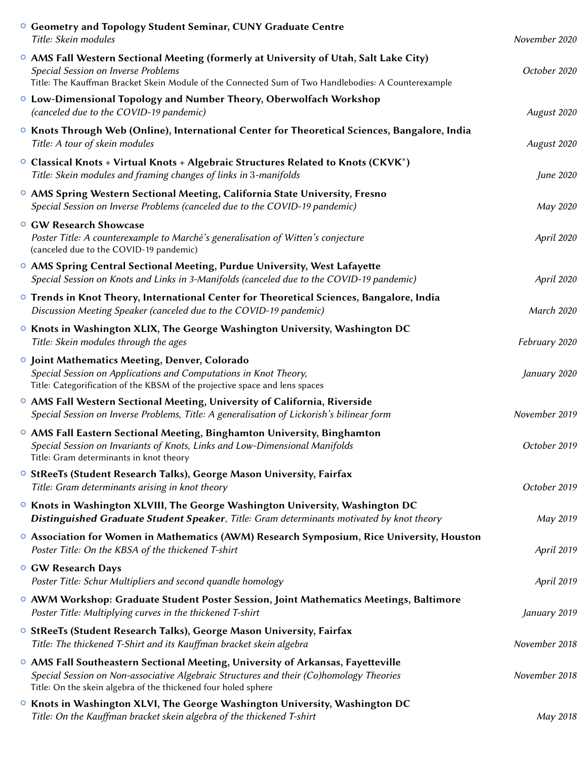- **Geometry and Topology Student Seminar, CUNY Graduate Centre**
  *Title: Skein modules* — *November 2020*
- **AMS Fall Western Sectional Meeting (formerly at University of Utah, Salt Lake City)**
  *Special Session on Inverse Problems* — *October 2020*
  Title: The Kauffman Bracket Skein Module of the Connected Sum of Two Handlebodies: A Counterexample
- **Low-Dimensional Topology and Number Theory, Oberwolfach Workshop**
  *(canceled due to the COVID-19 pandemic)* — *August 2020*
- **Knots Through Web (Online), International Center for Theoretical Sciences, Bangalore, India**
  *Title: A tour of skein modules* — *August 2020*
- **Classical Knots + Virtual Knots + Algebraic Structures Related to Knots (CKVK*)**
  *Title: Skein modules and framing changes of links in 3-manifolds* — *June 2020*
- **AMS Spring Western Sectional Meeting, California State University, Fresno**
  *Special Session on Inverse Problems (canceled due to the COVID-19 pandemic)* — *May 2020*
- **GW Research Showcase**
  *Poster Title: A counterexample to Marché's generalisation of Witten's conjecture* — *April 2020*
  (canceled due to the COVID-19 pandemic)
- **AMS Spring Central Sectional Meeting, Purdue University, West Lafayette**
  *Special Session on Knots and Links in 3-Manifolds (canceled due to the COVID-19 pandemic)* — *April 2020*
- **Trends in Knot Theory, International Center for Theoretical Sciences, Bangalore, India**
  *Discussion Meeting Speaker (canceled due to the COVID-19 pandemic)* — *March 2020*
- **Knots in Washington XLIX, The George Washington University, Washington DC**
  *Title: Skein modules through the ages* — *February 2020*
- **Joint Mathematics Meeting, Denver, Colorado**
  *Special Session on Applications and Computations in Knot Theory,* — *January 2020*
  Title: Categorification of the KBSM of the projective space and lens spaces
- **AMS Fall Western Sectional Meeting, University of California, Riverside**
  *Special Session on Inverse Problems, Title: A generalisation of Lickorish's bilinear form* — *November 2019*
- **AMS Fall Eastern Sectional Meeting, Binghamton University, Binghamton**
  *Special Session on Invariants of Knots, Links and Low-Dimensional Manifolds* — *October 2019*
  Title: Gram determinants in knot theory
- **StReeTs (Student Research Talks), George Mason University, Fairfax**
  *Title: Gram determinants arising in knot theory* — *October 2019*
- **Knots in Washington XLVIII, The George Washington University, Washington DC**
  ***Distinguished Graduate Student Speaker***, *Title: Gram determinants motivated by knot theory* — *May 2019*
- **Association for Women in Mathematics (AWM) Research Symposium, Rice University, Houston**
  *Poster Title: On the KBSA of the thickened T-shirt* — *April 2019*
- **GW Research Days**
  *Poster Title: Schur Multipliers and second quandle homology* — *April 2019*
- **AWM Workshop: Graduate Student Poster Session, Joint Mathematics Meetings, Baltimore**
  *Poster Title: Multiplying curves in the thickened T-shirt* — *January 2019*
- **StReeTs (Student Research Talks), George Mason University, Fairfax**
  *Title: The thickened T-Shirt and its Kauffman bracket skein algebra* — *November 2018*
- **AMS Fall Southeastern Sectional Meeting, University of Arkansas, Fayetteville**
  *Special Session on Non-associative Algebraic Structures and their (Co)homology Theories* — *November 2018*
  Title: On the skein algebra of the thickened four holed sphere
- **Knots in Washington XLVI, The George Washington University, Washington DC**
  *Title: On the Kauffman bracket skein algebra of the thickened T-shirt* — *May 2018*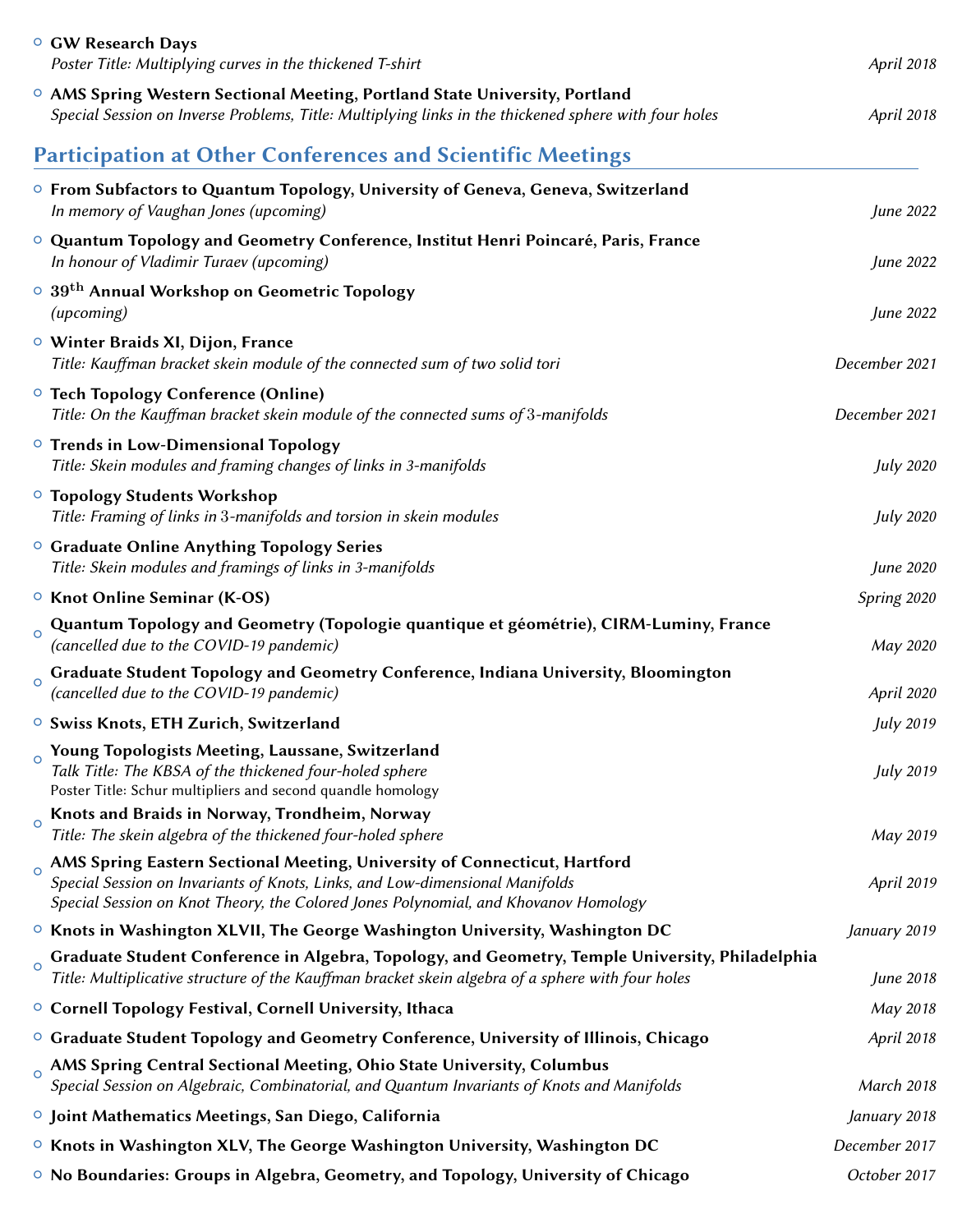- **GW Research Days**
  *Poster Title: Multiplying curves in the thickened T-shirt* — *April 2018*
- **AMS Spring Western Sectional Meeting, Portland State University, Portland**
  *Special Session on Inverse Problems, Title: Multiplying links in the thickened sphere with four holes* — *April 2018*

## Participation at Other Conferences and Scientific Meetings

- **From Subfactors to Quantum Topology, University of Geneva, Geneva, Switzerland**
  *In memory of Vaughan Jones (upcoming)* — *June 2022*
- **Quantum Topology and Geometry Conference, Institut Henri Poincaré, Paris, France**
  *In honour of Vladimir Turaev (upcoming)* — *June 2022*
- **39th Annual Workshop on Geometric Topology**
  *(upcoming)* — *June 2022*
- **Winter Braids XI, Dijon, France**
  *Title: Kauffman bracket skein module of the connected sum of two solid tori* — *December 2021*
- **Tech Topology Conference (Online)**
  *Title: On the Kauffman bracket skein module of the connected sums of 3-manifolds* — *December 2021*
- **Trends in Low-Dimensional Topology**
  *Title: Skein modules and framing changes of links in 3-manifolds* — *July 2020*
- **Topology Students Workshop**
  *Title: Framing of links in 3-manifolds and torsion in skein modules* — *July 2020*
- **Graduate Online Anything Topology Series**
  *Title: Skein modules and framings of links in 3-manifolds* — *June 2020*
- **Knot Online Seminar (K-OS)** — *Spring 2020*
- **Quantum Topology and Geometry (Topologie quantique et géométrie), CIRM-Luminy, France**
  *(cancelled due to the COVID-19 pandemic)* — *May 2020*
- **Graduate Student Topology and Geometry Conference, Indiana University, Bloomington**
  *(cancelled due to the COVID-19 pandemic)* — *April 2020*
- **Swiss Knots, ETH Zurich, Switzerland** — *July 2019*
- **Young Topologists Meeting, Laussane, Switzerland**
  *Talk Title: The KBSA of the thickened four-holed sphere*
  Poster Title: Schur multipliers and second quandle homology — *July 2019*
- **Knots and Braids in Norway, Trondheim, Norway**
  *Title: The skein algebra of the thickened four-holed sphere* — *May 2019*
- **AMS Spring Eastern Sectional Meeting, University of Connecticut, Hartford**
  *Special Session on Invariants of Knots, Links, and Low-dimensional Manifolds*
  *Special Session on Knot Theory, the Colored Jones Polynomial, and Khovanov Homology* — *April 2019*
- **Knots in Washington XLVII, The George Washington University, Washington DC** — *January 2019*
- **Graduate Student Conference in Algebra, Topology, and Geometry, Temple University, Philadelphia**
  *Title: Multiplicative structure of the Kauffman bracket skein algebra of a sphere with four holes* — *June 2018*
- **Cornell Topology Festival, Cornell University, Ithaca** — *May 2018*
- **Graduate Student Topology and Geometry Conference, University of Illinois, Chicago** — *April 2018*
- **AMS Spring Central Sectional Meeting, Ohio State University, Columbus**
  *Special Session on Algebraic, Combinatorial, and Quantum Invariants of Knots and Manifolds* — *March 2018*
- **Joint Mathematics Meetings, San Diego, California** — *January 2018*
- **Knots in Washington XLV, The George Washington University, Washington DC** — *December 2017*
- **No Boundaries: Groups in Algebra, Geometry, and Topology, University of Chicago** — *October 2017*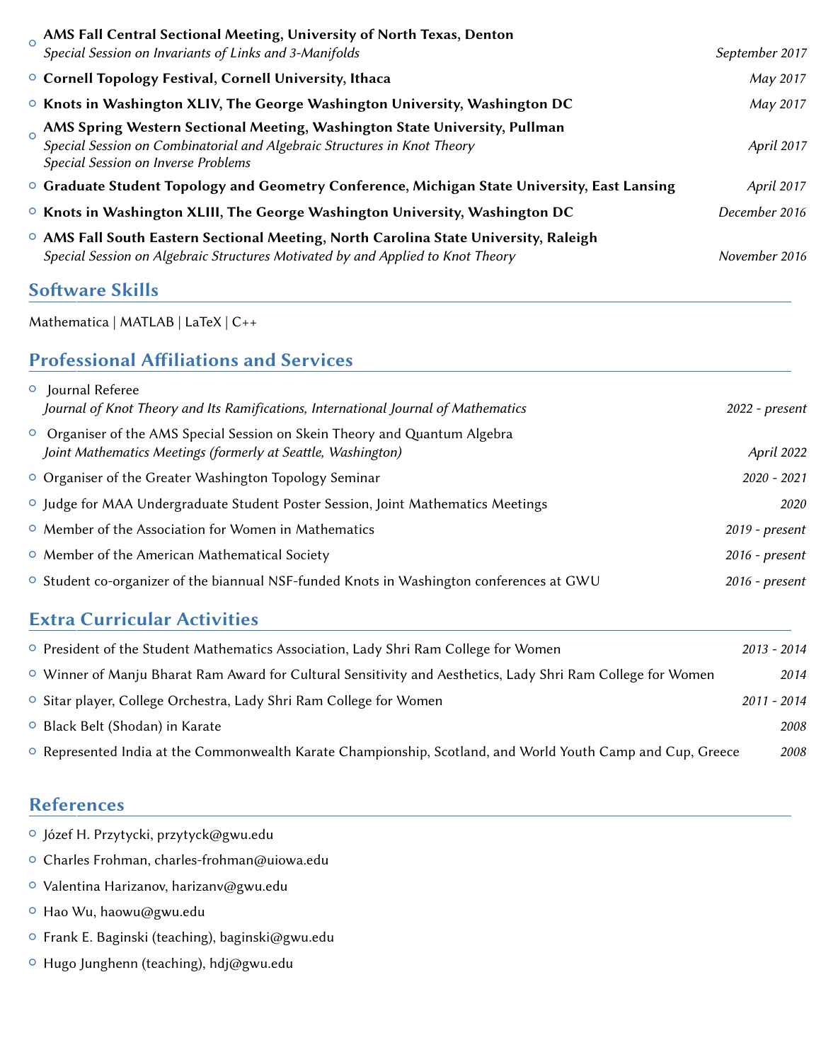- **AMS Fall Central Sectional Meeting, University of North Texas, Denton** — September 2017
  *Special Session on Invariants of Links and 3-Manifolds*
- **Cornell Topology Festival, Cornell University, Ithaca** — May 2017
- **Knots in Washington XLIV, The George Washington University, Washington DC** — May 2017
- **AMS Spring Western Sectional Meeting, Washington State University, Pullman** — April 2017
  *Special Session on Combinatorial and Algebraic Structures in Knot Theory*
  *Special Session on Inverse Problems*
- **Graduate Student Topology and Geometry Conference, Michigan State University, East Lansing** — April 2017
- **Knots in Washington XLIII, The George Washington University, Washington DC** — December 2016
- **AMS Fall South Eastern Sectional Meeting, North Carolina State University, Raleigh** — November 2016
  *Special Session on Algebraic Structures Motivated by and Applied to Knot Theory*

## Software Skills

Mathematica | MATLAB | LaTeX | C++

## Professional Affiliations and Services

- Journal Referee — *2022 - present*
  *Journal of Knot Theory and Its Ramifications, International Journal of Mathematics*
- Organiser of the AMS Special Session on Skein Theory and Quantum Algebra — *April 2022*
  *Joint Mathematics Meetings (formerly at Seattle, Washington)*
- Organiser of the Greater Washington Topology Seminar — *2020 - 2021*
- Judge for MAA Undergraduate Student Poster Session, Joint Mathematics Meetings — *2020*
- Member of the Association for Women in Mathematics — *2019 - present*
- Member of the American Mathematical Society — *2016 - present*
- Student co-organizer of the biannual NSF-funded Knots in Washington conferences at GWU — *2016 - present*

## Extra Curricular Activities

- President of the Student Mathematics Association, Lady Shri Ram College for Women — *2013 - 2014*
- Winner of Manju Bharat Ram Award for Cultural Sensitivity and Aesthetics, Lady Shri Ram College for Women — *2014*
- Sitar player, College Orchestra, Lady Shri Ram College for Women — *2011 - 2014*
- Black Belt (Shodan) in Karate — *2008*
- Represented India at the Commonwealth Karate Championship, Scotland, and World Youth Camp and Cup, Greece — *2008*

## References

- Józef H. Przytycki, przytyck@gwu.edu
- Charles Frohman, charles-frohman@uiowa.edu
- Valentina Harizanov, harizanv@gwu.edu
- Hao Wu, haowu@gwu.edu
- Frank E. Baginski (teaching), baginski@gwu.edu
- Hugo Junghenn (teaching), hdj@gwu.edu